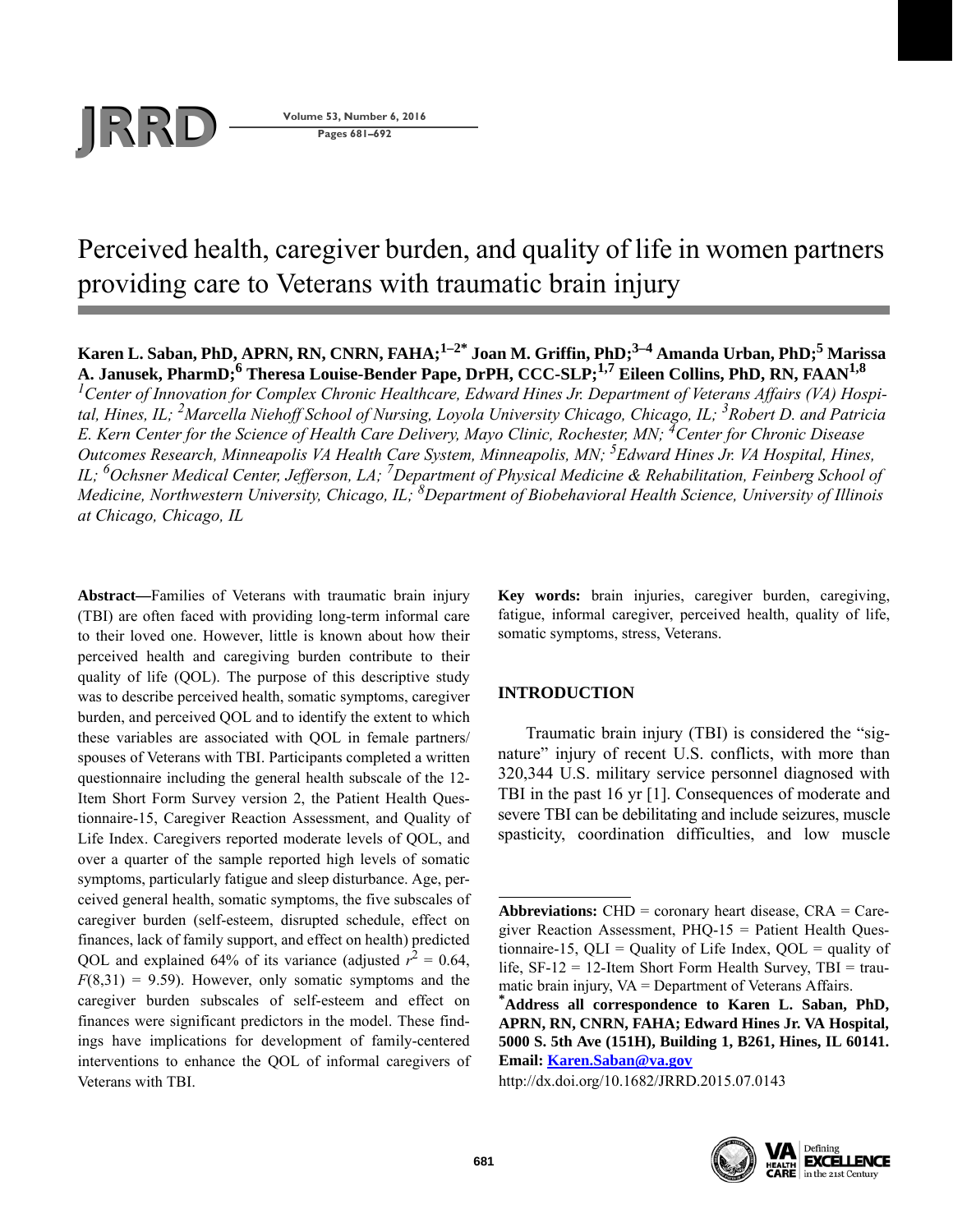# Perceived health, caregiver burden, and quality of life in women partners providing care to Veterans with traumatic brain injury

**Karen L. Saban, PhD, APRN, RN, CNRN, FAHA;[1–2*] Joan M. Griffin, PhD;[3–4] Amanda Urban, PhD;[5] Marissa A. Janusek, PharmD;[6] Theresa Louise-Bender Pape, DrPH, CCC-SLP;[1,7] Eileen Collins, PhD, RN, FAAN[1,8]**

*[1]Center of Innovation for Complex Chronic Healthcare, Edward Hines Jr. Department of Veterans Affairs (VA) Hospital, Hines, IL; [2]Marcella Niehoff School of Nursing, Loyola University Chicago, Chicago, IL; [3]Robert D. and Patricia E. Kern Center for the Science of Health Care Delivery, Mayo Clinic, Rochester, MN; [4]Center for Chronic Disease Outcomes Research, Minneapolis VA Health Care System, Minneapolis, MN; [5]Edward Hines Jr. VA Hospital, Hines, IL; [6]Ochsner Medical Center, Jefferson, LA; [7]Department of Physical Medicine & Rehabilitation, Feinberg School of Medicine, Northwestern University, Chicago, IL; [8]Department of Biobehavioral Health Science, University of Illinois at Chicago, Chicago, IL*

**Abstract—**Families of Veterans with traumatic brain injury (TBI) are often faced with providing long-term informal care to their loved one. However, little is known about how their perceived health and caregiving burden contribute to their quality of life (QOL). The purpose of this descriptive study was to describe perceived health, somatic symptoms, caregiver burden, and perceived QOL and to identify the extent to which these variables are associated with QOL in female partners/spouses of Veterans with TBI. Participants completed a written questionnaire including the general health subscale of the 12-Item Short Form Survey version 2, the Patient Health Questionnaire-15, Caregiver Reaction Assessment, and Quality of Life Index. Caregivers reported moderate levels of QOL, and over a quarter of the sample reported high levels of somatic symptoms, particularly fatigue and sleep disturbance. Age, perceived general health, somatic symptoms, the five subscales of caregiver burden (self-esteem, disrupted schedule, effect on finances, lack of family support, and effect on health) predicted QOL and explained 64% of its variance (adjusted $r^2$ = 0.64, $F(8,31)$ = 9.59). However, only somatic symptoms and the caregiver burden subscales of self-esteem and effect on finances were significant predictors in the model. These findings have implications for development of family-centered interventions to enhance the QOL of informal caregivers of Veterans with TBI.

**Key words:** brain injuries, caregiver burden, caregiving, fatigue, informal caregiver, perceived health, quality of life, somatic symptoms, stress, Veterans.

## INTRODUCTION

Traumatic brain injury (TBI) is considered the "signature" injury of recent U.S. conflicts, with more than 320,344 U.S. military service personnel diagnosed with TBI in the past 16 yr [1]. Consequences of moderate and severe TBI can be debilitating and include seizures, muscle spasticity, coordination difficulties, and low muscle

---

**Abbreviations:** CHD = coronary heart disease, CRA = Caregiver Reaction Assessment, PHQ-15 = Patient Health Questionnaire-15, QLI = Quality of Life Index, QOL = quality of life, SF-12 = 12-Item Short Form Health Survey, TBI = traumatic brain injury, VA = Department of Veterans Affairs.

***Address all correspondence to Karen L. Saban, PhD, APRN, RN, CNRN, FAHA; Edward Hines Jr. VA Hospital, 5000 S. 5th Ave (151H), Building 1, B261, Hines, IL 60141. Email: Karen.Saban@va.gov**

http://dx.doi.org/10.1682/JRRD.2015.07.0143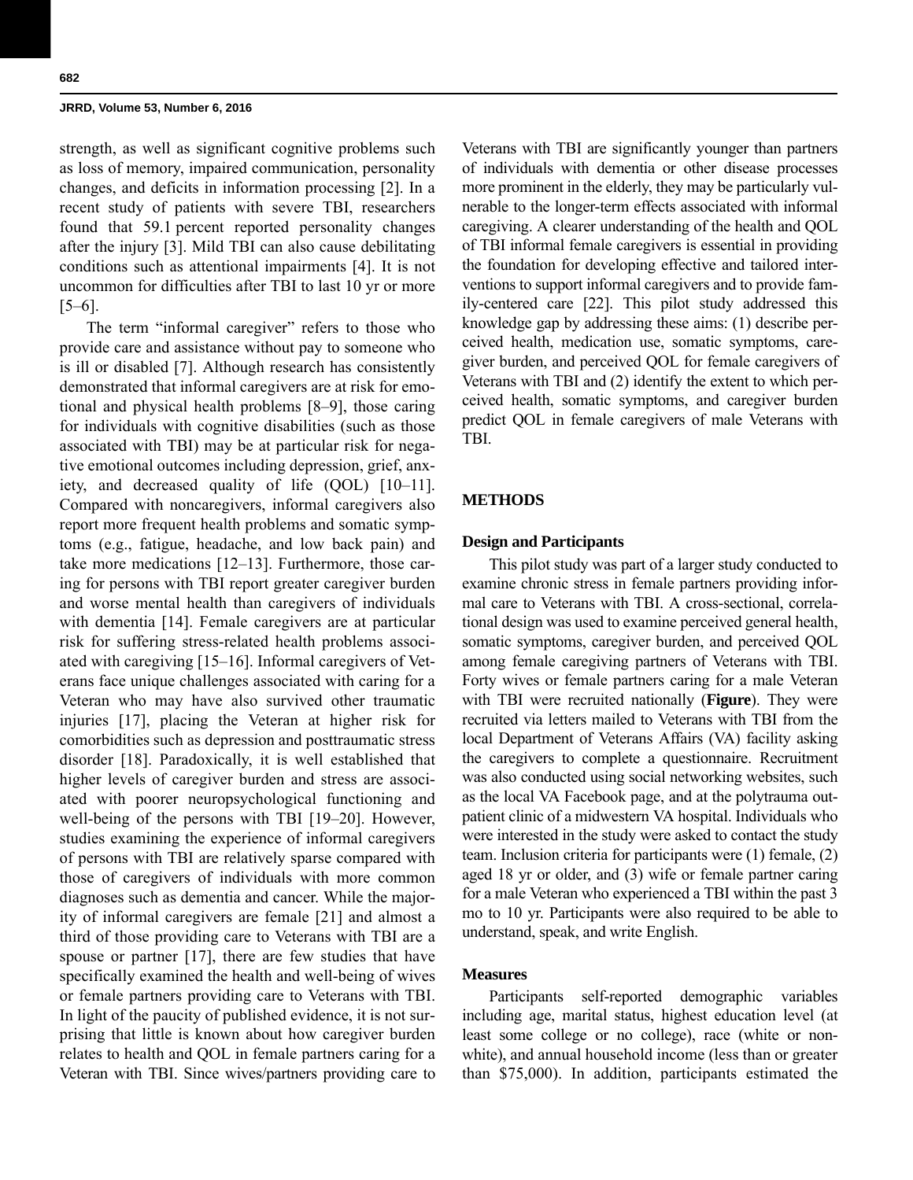strength, as well as significant cognitive problems such as loss of memory, impaired communication, personality changes, and deficits in information processing [2]. In a recent study of patients with severe TBI, researchers found that 59.1 percent reported personality changes after the injury [3]. Mild TBI can also cause debilitating conditions such as attentional impairments [4]. It is not uncommon for difficulties after TBI to last 10 yr or more [5–6].

The term "informal caregiver" refers to those who provide care and assistance without pay to someone who is ill or disabled [7]. Although research has consistently demonstrated that informal caregivers are at risk for emotional and physical health problems [8–9], those caring for individuals with cognitive disabilities (such as those associated with TBI) may be at particular risk for negative emotional outcomes including depression, grief, anxiety, and decreased quality of life (QOL) [10–11]. Compared with noncaregivers, informal caregivers also report more frequent health problems and somatic symptoms (e.g., fatigue, headache, and low back pain) and take more medications [12–13]. Furthermore, those caring for persons with TBI report greater caregiver burden and worse mental health than caregivers of individuals with dementia [14]. Female caregivers are at particular risk for suffering stress-related health problems associated with caregiving [15–16]. Informal caregivers of Veterans face unique challenges associated with caring for a Veteran who may have also survived other traumatic injuries [17], placing the Veteran at higher risk for comorbidities such as depression and posttraumatic stress disorder [18]. Paradoxically, it is well established that higher levels of caregiver burden and stress are associated with poorer neuropsychological functioning and well-being of the persons with TBI [19–20]. However, studies examining the experience of informal caregivers of persons with TBI are relatively sparse compared with those of caregivers of individuals with more common diagnoses such as dementia and cancer. While the majority of informal caregivers are female [21] and almost a third of those providing care to Veterans with TBI are a spouse or partner [17], there are few studies that have specifically examined the health and well-being of wives or female partners providing care to Veterans with TBI. In light of the paucity of published evidence, it is not surprising that little is known about how caregiver burden relates to health and QOL in female partners caring for a Veteran with TBI. Since wives/partners providing care to Veterans with TBI are significantly younger than partners of individuals with dementia or other disease processes more prominent in the elderly, they may be particularly vulnerable to the longer-term effects associated with informal caregiving. A clearer understanding of the health and QOL of TBI informal female caregivers is essential in providing the foundation for developing effective and tailored interventions to support informal caregivers and to provide family-centered care [22]. This pilot study addressed this knowledge gap by addressing these aims: (1) describe perceived health, medication use, somatic symptoms, caregiver burden, and perceived QOL for female caregivers of Veterans with TBI and (2) identify the extent to which perceived health, somatic symptoms, and caregiver burden predict QOL in female caregivers of male Veterans with TBI.

## METHODS

### Design and Participants

This pilot study was part of a larger study conducted to examine chronic stress in female partners providing informal care to Veterans with TBI. A cross-sectional, correlational design was used to examine perceived general health, somatic symptoms, caregiver burden, and perceived QOL among female caregiving partners of Veterans with TBI. Forty wives or female partners caring for a male Veteran with TBI were recruited nationally (**Figure**). They were recruited via letters mailed to Veterans with TBI from the local Department of Veterans Affairs (VA) facility asking the caregivers to complete a questionnaire. Recruitment was also conducted using social networking websites, such as the local VA Facebook page, and at the polytrauma outpatient clinic of a midwestern VA hospital. Individuals who were interested in the study were asked to contact the study team. Inclusion criteria for participants were (1) female, (2) aged 18 yr or older, and (3) wife or female partner caring for a male Veteran who experienced a TBI within the past 3 mo to 10 yr. Participants were also required to be able to understand, speak, and write English.

### Measures

Participants self-reported demographic variables including age, marital status, highest education level (at least some college or no college), race (white or nonwhite), and annual household income (less than or greater than $75,000). In addition, participants estimated the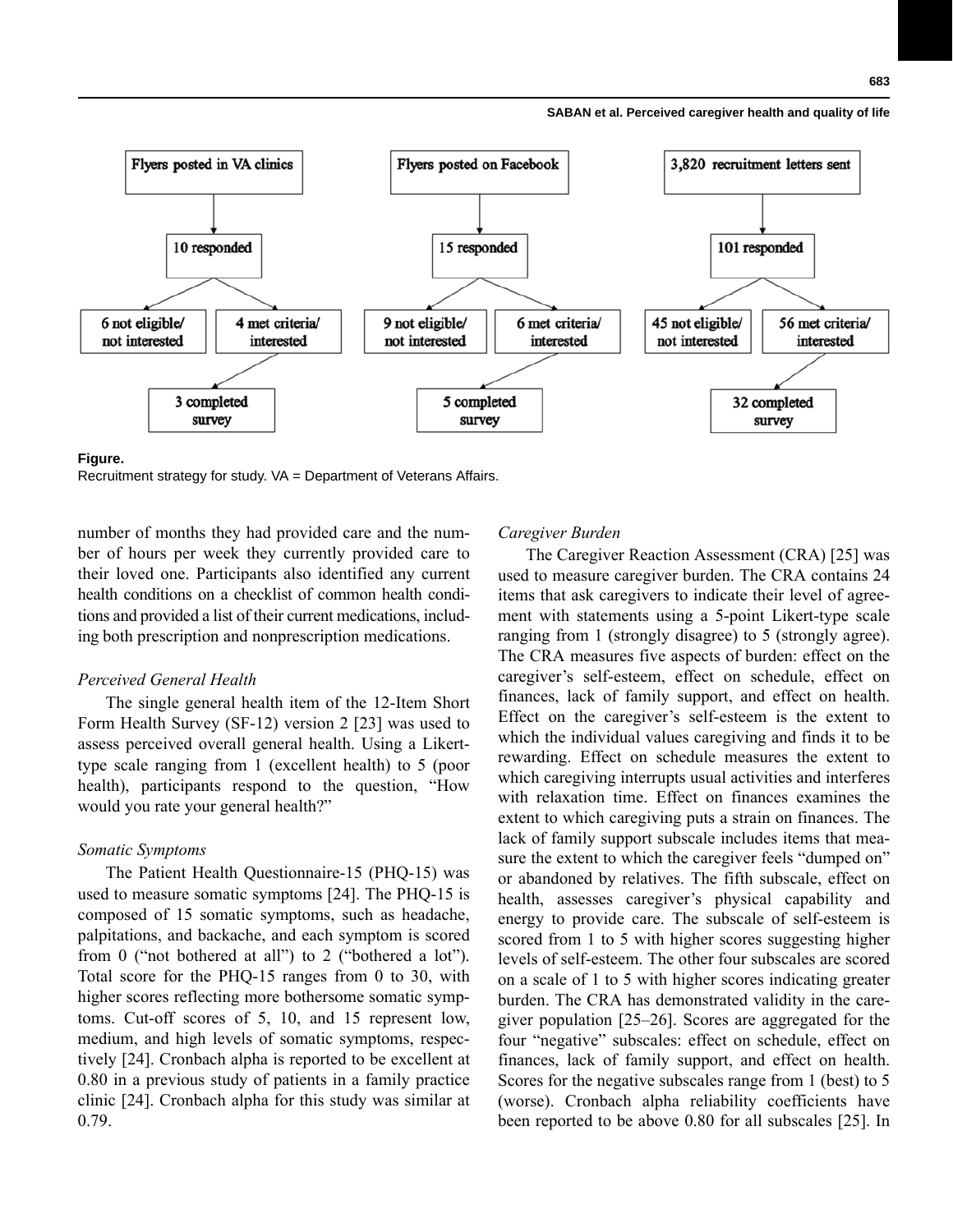Flyers posted in VA clinics

10 responded

6 not eligible/ not interested

4 met criteria/ interested

3 completed survey

Flyers posted on Facebook

15 responded

9 not eligible/ not interested

6 met criteria/ interested

5 completed survey

3,820 recruitment letters sent

101 responded

45 not eligible/ not interested

56 met criteria/ interested

32 completed survey

**Figure.**
Recruitment strategy for study. VA = Department of Veterans Affairs.

number of months they had provided care and the number of hours per week they currently provided care to their loved one. Participants also identified any current health conditions on a checklist of common health conditions and provided a list of their current medications, including both prescription and nonprescription medications.

### *Perceived General Health*

The single general health item of the 12-Item Short Form Health Survey (SF-12) version 2 [23] was used to assess perceived overall general health. Using a Likert-type scale ranging from 1 (excellent health) to 5 (poor health), participants respond to the question, "How would you rate your general health?"

### *Somatic Symptoms*

The Patient Health Questionnaire-15 (PHQ-15) was used to measure somatic symptoms [24]. The PHQ-15 is composed of 15 somatic symptoms, such as headache, palpitations, and backache, and each symptom is scored from 0 ("not bothered at all") to 2 ("bothered a lot"). Total score for the PHQ-15 ranges from 0 to 30, with higher scores reflecting more bothersome somatic symptoms. Cut-off scores of 5, 10, and 15 represent low, medium, and high levels of somatic symptoms, respectively [24]. Cronbach alpha is reported to be excellent at 0.80 in a previous study of patients in a family practice clinic [24]. Cronbach alpha for this study was similar at 0.79.

### *Caregiver Burden*

The Caregiver Reaction Assessment (CRA) [25] was used to measure caregiver burden. The CRA contains 24 items that ask caregivers to indicate their level of agreement with statements using a 5-point Likert-type scale ranging from 1 (strongly disagree) to 5 (strongly agree). The CRA measures five aspects of burden: effect on the caregiver's self-esteem, effect on schedule, effect on finances, lack of family support, and effect on health. Effect on the caregiver's self-esteem is the extent to which the individual values caregiving and finds it to be rewarding. Effect on schedule measures the extent to which caregiving interrupts usual activities and interferes with relaxation time. Effect on finances examines the extent to which caregiving puts a strain on finances. The lack of family support subscale includes items that measure the extent to which the caregiver feels "dumped on" or abandoned by relatives. The fifth subscale, effect on health, assesses caregiver's physical capability and energy to provide care. The subscale of self-esteem is scored from 1 to 5 with higher scores suggesting higher levels of self-esteem. The other four subscales are scored on a scale of 1 to 5 with higher scores indicating greater burden. The CRA has demonstrated validity in the caregiver population [25–26]. Scores are aggregated for the four "negative" subscales: effect on schedule, effect on finances, lack of family support, and effect on health. Scores for the negative subscales range from 1 (best) to 5 (worse). Cronbach alpha reliability coefficients have been reported to be above 0.80 for all subscales [25]. In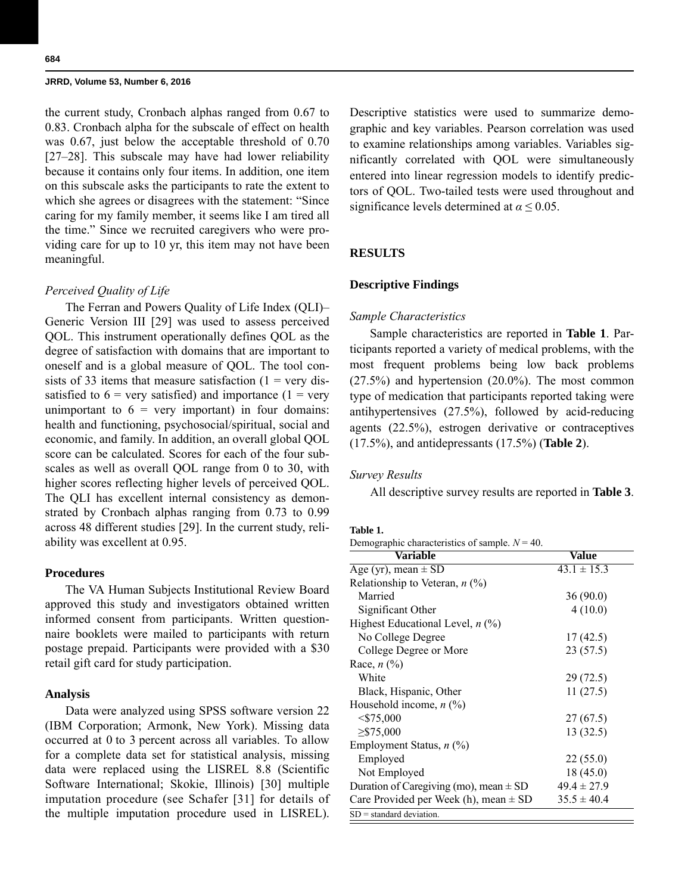the current study, Cronbach alphas ranged from 0.67 to 0.83. Cronbach alpha for the subscale of effect on health was 0.67, just below the acceptable threshold of 0.70 [27–28]. This subscale may have had lower reliability because it contains only four items. In addition, one item on this subscale asks the participants to rate the extent to which she agrees or disagrees with the statement: "Since caring for my family member, it seems like I am tired all the time." Since we recruited caregivers who were providing care for up to 10 yr, this item may not have been meaningful.

### *Perceived Quality of Life*

The Ferran and Powers Quality of Life Index (QLI)–Generic Version III [29] was used to assess perceived QOL. This instrument operationally defines QOL as the degree of satisfaction with domains that are important to oneself and is a global measure of QOL. The tool consists of 33 items that measure satisfaction (1 = very dissatisfied to 6 = very satisfied) and importance (1 = very unimportant to 6 = very important) in four domains: health and functioning, psychosocial/spiritual, social and economic, and family. In addition, an overall global QOL score can be calculated. Scores for each of the four subscales as well as overall QOL range from 0 to 30, with higher scores reflecting higher levels of perceived QOL. The QLI has excellent internal consistency as demonstrated by Cronbach alphas ranging from 0.73 to 0.99 across 48 different studies [29]. In the current study, reliability was excellent at 0.95.

## Procedures

The VA Human Subjects Institutional Review Board approved this study and investigators obtained written informed consent from participants. Written questionnaire booklets were mailed to participants with return postage prepaid. Participants were provided with a $30 retail gift card for study participation.

## Analysis

Data were analyzed using SPSS software version 22 (IBM Corporation; Armonk, New York). Missing data occurred at 0 to 3 percent across all variables. To allow for a complete data set for statistical analysis, missing data were replaced using the LISREL 8.8 (Scientific Software International; Skokie, Illinois) [30] multiple imputation procedure (see Schafer [31] for details of the multiple imputation procedure used in LISREL). Descriptive statistics were used to summarize demographic and key variables. Pearson correlation was used to examine relationships among variables. Variables significantly correlated with QOL were simultaneously entered into linear regression models to identify predictors of QOL. Two-tailed tests were used throughout and significance levels determined at $\alpha \leq 0.05$.

# RESULTS

## Descriptive Findings

### *Sample Characteristics*

Sample characteristics are reported in **Table 1**. Participants reported a variety of medical problems, with the most frequent problems being low back problems (27.5%) and hypertension (20.0%). The most common type of medication that participants reported taking were antihypertensives (27.5%), followed by acid-reducing agents (22.5%), estrogen derivative or contraceptives (17.5%), and antidepressants (17.5%) (**Table 2**).

### *Survey Results*

All descriptive survey results are reported in **Table 3**.

**Table 1.**
Demographic characteristics of sample. $N = 40$.

| Variable | Value |
|---|---|
| Age (yr), mean ± SD | 43.1 ± 15.3 |
| Relationship to Veteran, *n* (%) | |
| Married | 36 (90.0) |
| Significant Other | 4 (10.0) |
| Highest Educational Level, *n* (%) | |
| No College Degree | 17 (42.5) |
| College Degree or More | 23 (57.5) |
| Race, *n* (%) | |
| White | 29 (72.5) |
| Black, Hispanic, Other | 11 (27.5) |
| Household income, *n* (%) | |
| <$75,000 | 27 (67.5) |
| ≥$75,000 | 13 (32.5) |
| Employment Status, *n* (%) | |
| Employed | 22 (55.0) |
| Not Employed | 18 (45.0) |
| Duration of Caregiving (mo), mean ± SD | 49.4 ± 27.9 |
| Care Provided per Week (h), mean ± SD | 35.5 ± 40.4 |

SD = standard deviation.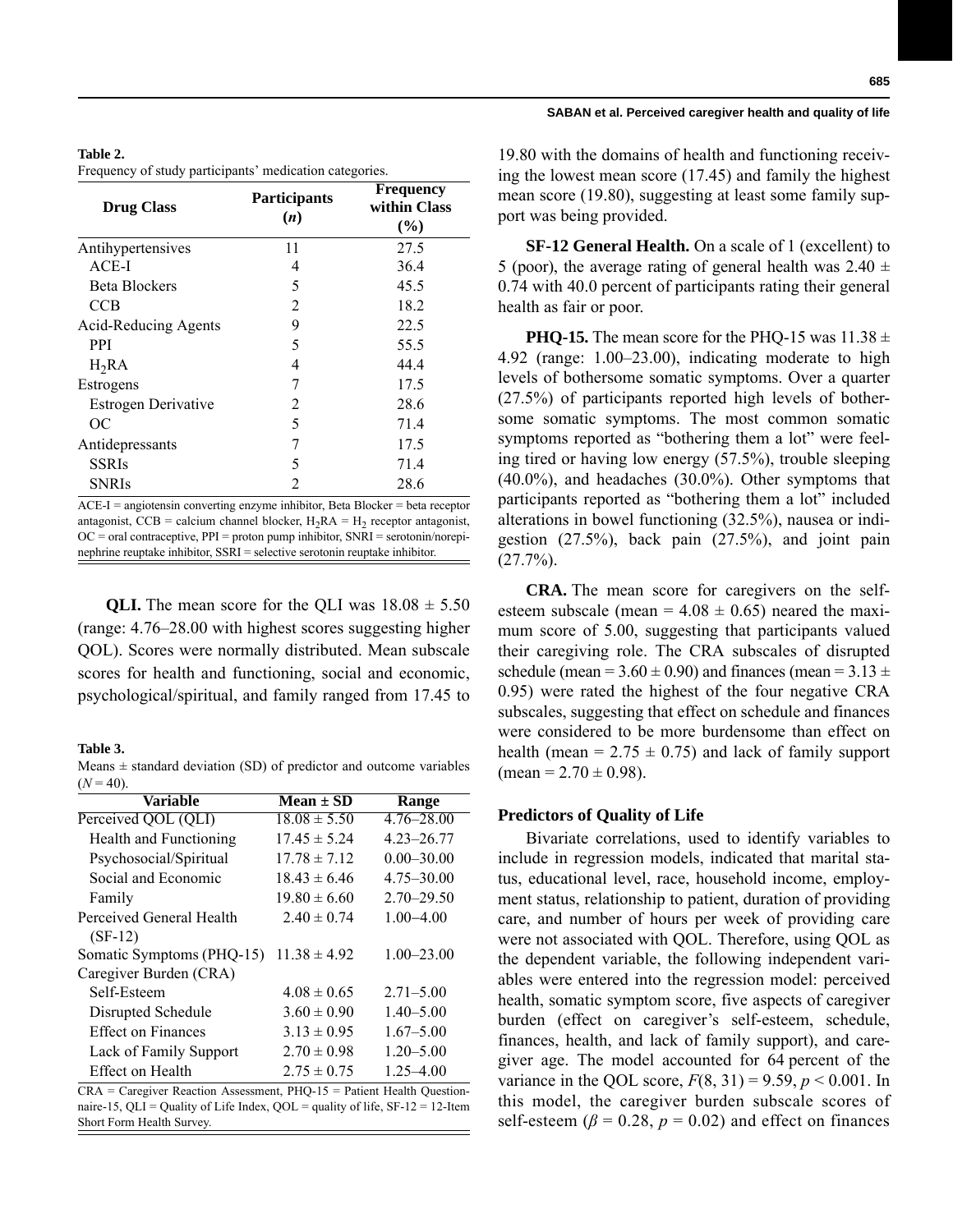**Table 2.**
Frequency of study participants' medication categories.

| Drug Class | Participants (*n*) | Frequency within Class (%) |
|---|---|---|
| Antihypertensives | 11 | 27.5 |
| ACE-I | 4 | 36.4 |
| Beta Blockers | 5 | 45.5 |
| CCB | 2 | 18.2 |
| Acid-Reducing Agents | 9 | 22.5 |
| PPI | 5 | 55.5 |
| $H_2RA$ | 4 | 44.4 |
| Estrogens | 7 | 17.5 |
| Estrogen Derivative | 2 | 28.6 |
| OC | 5 | 71.4 |
| Antidepressants | 7 | 17.5 |
| SSRIs | 5 | 71.4 |
| SNRIs | 2 | 28.6 |

ACE-I = angiotensin converting enzyme inhibitor, Beta Blocker = beta receptor antagonist, CCB = calcium channel blocker, $H_2RA$ = $H_2$ receptor antagonist, OC = oral contraceptive, PPI = proton pump inhibitor, SNRI = serotonin/norepinephrine reuptake inhibitor, SSRI = selective serotonin reuptake inhibitor.

**QLI.** The mean score for the QLI was 18.08 ± 5.50 (range: 4.76–28.00 with highest scores suggesting higher QOL). Scores were normally distributed. Mean subscale scores for health and functioning, social and economic, psychological/spiritual, and family ranged from 17.45 to 19.80 with the domains of health and functioning receiving the lowest mean score (17.45) and family the highest mean score (19.80), suggesting at least some family support was being provided.

**Table 3.**
Means ± standard deviation (SD) of predictor and outcome variables ($N$ = 40).

| Variable | Mean ± SD | Range |
|---|---|---|
| Perceived QOL (QLI) | 18.08 ± 5.50 | 4.76–28.00 |
| Health and Functioning | 17.45 ± 5.24 | 4.23–26.77 |
| Psychosocial/Spiritual | 17.78 ± 7.12 | 0.00–30.00 |
| Social and Economic | 18.43 ± 6.46 | 4.75–30.00 |
| Family | 19.80 ± 6.60 | 2.70–29.50 |
| Perceived General Health (SF-12) | 2.40 ± 0.74 | 1.00–4.00 |
| Somatic Symptoms (PHQ-15) | 11.38 ± 4.92 | 1.00–23.00 |
| Caregiver Burden (CRA) | | |
| Self-Esteem | 4.08 ± 0.65 | 2.71–5.00 |
| Disrupted Schedule | 3.60 ± 0.90 | 1.40–5.00 |
| Effect on Finances | 3.13 ± 0.95 | 1.67–5.00 |
| Lack of Family Support | 2.70 ± 0.98 | 1.20–5.00 |
| Effect on Health | 2.75 ± 0.75 | 1.25–4.00 |

CRA = Caregiver Reaction Assessment, PHQ-15 = Patient Health Questionnaire-15, QLI = Quality of Life Index, QOL = quality of life, SF-12 = 12-Item Short Form Health Survey.

**SF-12 General Health.** On a scale of 1 (excellent) to 5 (poor), the average rating of general health was 2.40 ± 0.74 with 40.0 percent of participants rating their general health as fair or poor.

**PHQ-15.** The mean score for the PHQ-15 was 11.38 ± 4.92 (range: 1.00–23.00), indicating moderate to high levels of bothersome somatic symptoms. Over a quarter (27.5%) of participants reported high levels of bothersome somatic symptoms. The most common somatic symptoms reported as "bothering them a lot" were feeling tired or having low energy (57.5%), trouble sleeping (40.0%), and headaches (30.0%). Other symptoms that participants reported as "bothering them a lot" included alterations in bowel functioning (32.5%), nausea or indigestion (27.5%), back pain (27.5%), and joint pain (27.7%).

**CRA.** The mean score for caregivers on the self-esteem subscale (mean = 4.08 ± 0.65) neared the maximum score of 5.00, suggesting that participants valued their caregiving role. The CRA subscales of disrupted schedule (mean = 3.60 ± 0.90) and finances (mean = 3.13 ± 0.95) were rated the highest of the four negative CRA subscales, suggesting that effect on schedule and finances were considered to be more burdensome than effect on health (mean = 2.75 ± 0.75) and lack of family support (mean = 2.70 ± 0.98).

### Predictors of Quality of Life

Bivariate correlations, used to identify variables to include in regression models, indicated that marital status, educational level, race, household income, employment status, relationship to patient, duration of providing care, and number of hours per week of providing care were not associated with QOL. Therefore, using QOL as the dependent variable, the following independent variables were entered into the regression model: perceived health, somatic symptom score, five aspects of caregiver burden (effect on caregiver's self-esteem, schedule, finances, health, and lack of family support), and caregiver age. The model accounted for 64 percent of the variance in the QOL score, $F(8, 31) = 9.59$, $p < 0.001$. In this model, the caregiver burden subscale scores of self-esteem ($\beta = 0.28$, $p = 0.02$) and effect on finances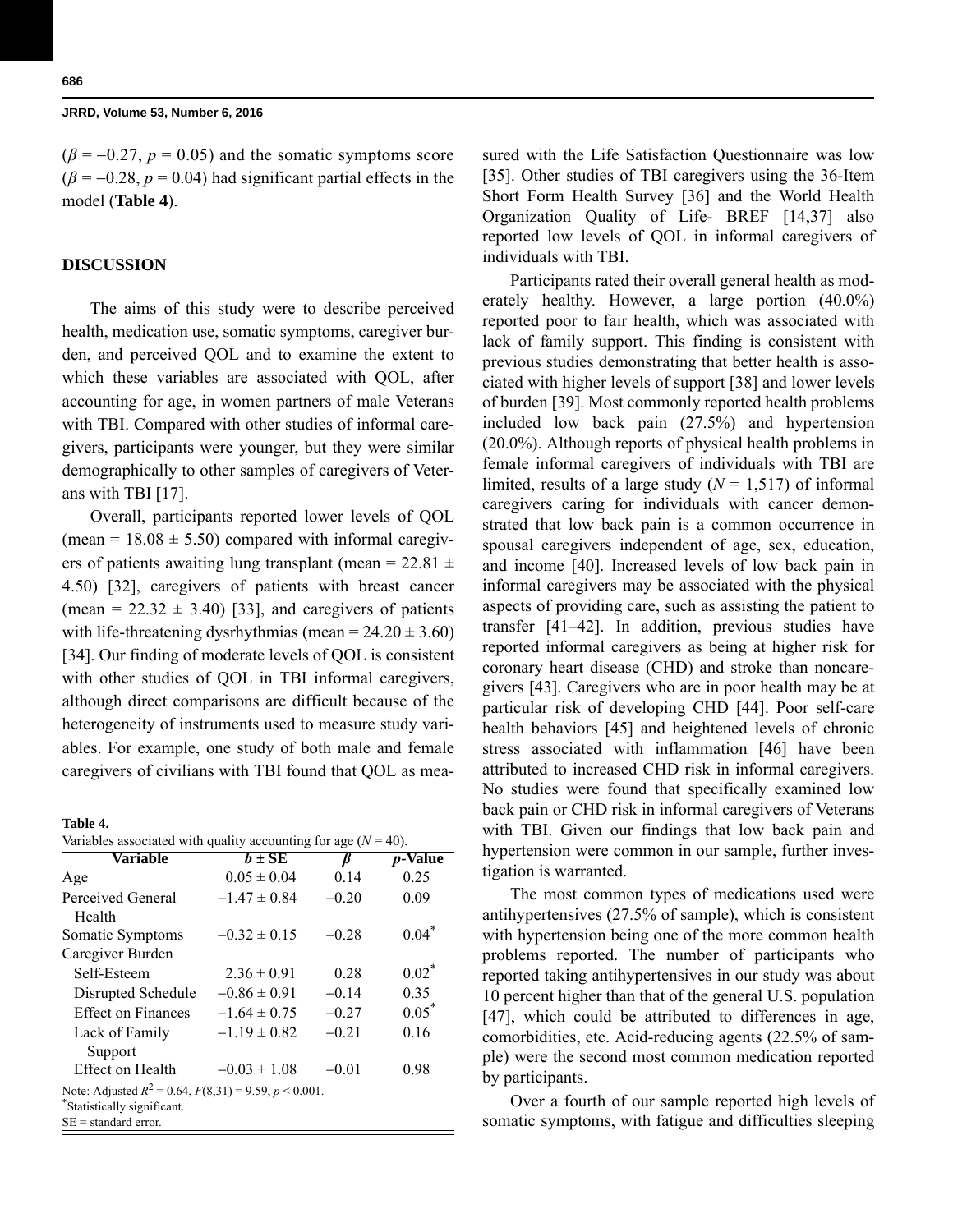($\beta = -0.27$, $p = 0.05$) and the somatic symptoms score ($\beta = -0.28$, $p = 0.04$) had significant partial effects in the model (**Table 4**).

## DISCUSSION

The aims of this study were to describe perceived health, medication use, somatic symptoms, caregiver burden, and perceived QOL and to examine the extent to which these variables are associated with QOL, after accounting for age, in women partners of male Veterans with TBI. Compared with other studies of informal caregivers, participants were younger, but they were similar demographically to other samples of caregivers of Veterans with TBI [17].

Overall, participants reported lower levels of QOL (mean = 18.08 ± 5.50) compared with informal caregivers of patients awaiting lung transplant (mean = 22.81 ± 4.50) [32], caregivers of patients with breast cancer (mean = 22.32 ± 3.40) [33], and caregivers of patients with life-threatening dysrhythmias (mean = 24.20 ± 3.60) [34]. Our finding of moderate levels of QOL is consistent with other studies of QOL in TBI informal caregivers, although direct comparisons are difficult because of the heterogeneity of instruments used to measure study variables. For example, one study of both male and female caregivers of civilians with TBI found that QOL as measured with the Life Satisfaction Questionnaire was low [35]. Other studies of TBI caregivers using the 36-Item Short Form Health Survey [36] and the World Health Organization Quality of Life- BREF [14,37] also reported low levels of QOL in informal caregivers of individuals with TBI.

**Table 4.**
Variables associated with quality accounting for age ($N = 40$).

| Variable | $b$ ± SE | $\beta$ | $p$-Value |
|---|---|---|---|
| Age | 0.05 ± 0.04 | 0.14 | 0.25 |
| Perceived General Health | −1.47 ± 0.84 | −0.20 | 0.09 |
| Somatic Symptoms | −0.32 ± 0.15 | −0.28 | 0.04* |
| Caregiver Burden | | | |
| Self-Esteem | 2.36 ± 0.91 | 0.28 | 0.02* |
| Disrupted Schedule | −0.86 ± 0.91 | −0.14 | 0.35 |
| Effect on Finances | −1.64 ± 0.75 | −0.27 | 0.05* |
| Lack of Family Support | −1.19 ± 0.82 | −0.21 | 0.16 |
| Effect on Health | −0.03 ± 1.08 | −0.01 | 0.98 |

Note: Adjusted $R^2 = 0.64$, $F(8,31) = 9.59$, $p < 0.001$.
*Statistically significant.
SE = standard error.

Participants rated their overall general health as moderately healthy. However, a large portion (40.0%) reported poor to fair health, which was associated with lack of family support. This finding is consistent with previous studies demonstrating that better health is associated with higher levels of support [38] and lower levels of burden [39]. Most commonly reported health problems included low back pain (27.5%) and hypertension (20.0%). Although reports of physical health problems in female informal caregivers of individuals with TBI are limited, results of a large study ($N = 1{,}517$) of informal caregivers caring for individuals with cancer demonstrated that low back pain is a common occurrence in spousal caregivers independent of age, sex, education, and income [40]. Increased levels of low back pain in informal caregivers may be associated with the physical aspects of providing care, such as assisting the patient to transfer [41–42]. In addition, previous studies have reported informal caregivers as being at higher risk for coronary heart disease (CHD) and stroke than noncaregivers [43]. Caregivers who are in poor health may be at particular risk of developing CHD [44]. Poor self-care health behaviors [45] and heightened levels of chronic stress associated with inflammation [46] have been attributed to increased CHD risk in informal caregivers. No studies were found that specifically examined low back pain or CHD risk in informal caregivers of Veterans with TBI. Given our findings that low back pain and hypertension were common in our sample, further investigation is warranted.

The most common types of medications used were antihypertensives (27.5% of sample), which is consistent with hypertension being one of the more common health problems reported. The number of participants who reported taking antihypertensives in our study was about 10 percent higher than that of the general U.S. population [47], which could be attributed to differences in age, comorbidities, etc. Acid-reducing agents (22.5% of sample) were the second most common medication reported by participants.

Over a fourth of our sample reported high levels of somatic symptoms, with fatigue and difficulties sleeping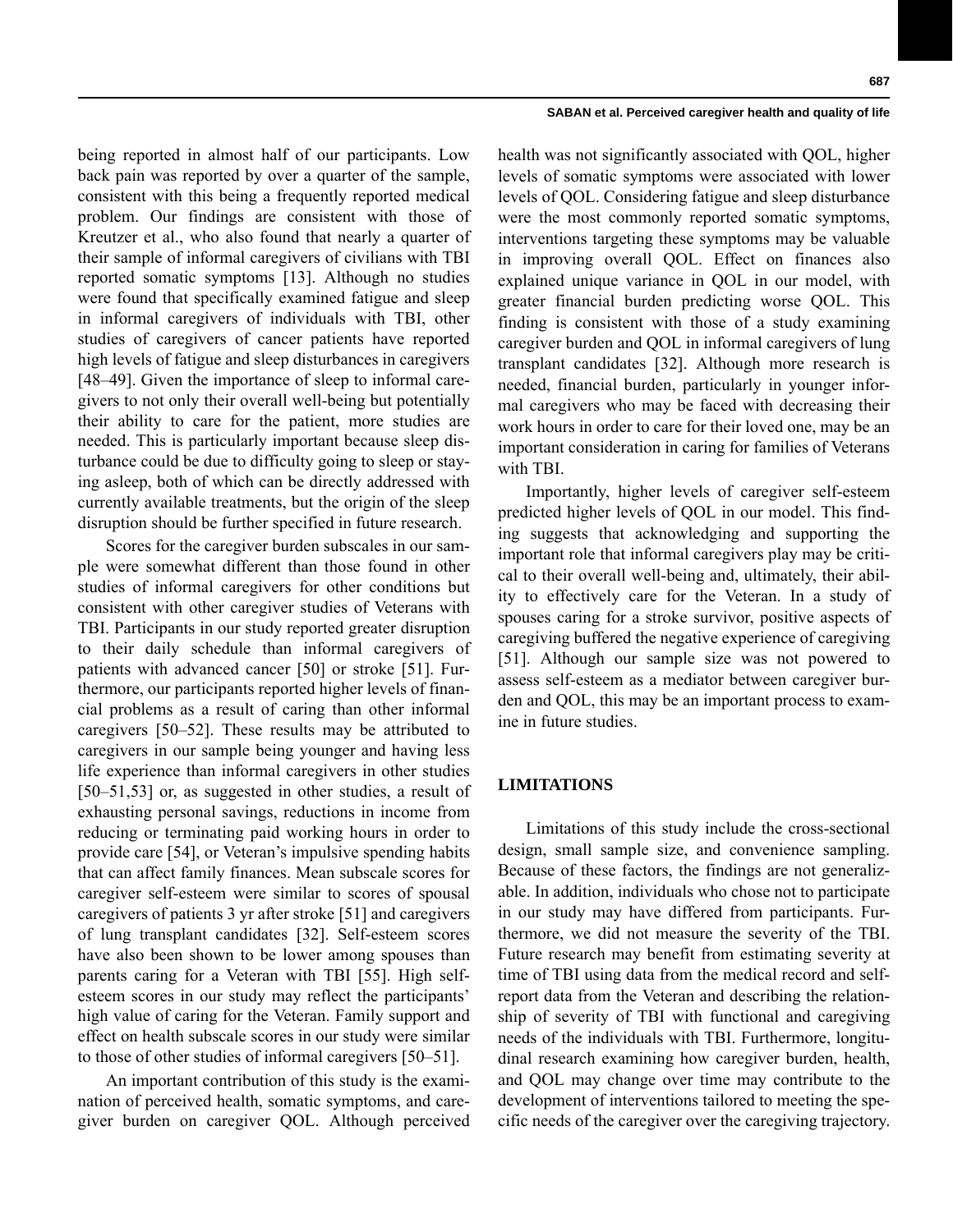being reported in almost half of our participants. Low back pain was reported by over a quarter of the sample, consistent with this being a frequently reported medical problem. Our findings are consistent with those of Kreutzer et al., who also found that nearly a quarter of their sample of informal caregivers of civilians with TBI reported somatic symptoms [13]. Although no studies were found that specifically examined fatigue and sleep in informal caregivers of individuals with TBI, other studies of caregivers of cancer patients have reported high levels of fatigue and sleep disturbances in caregivers [48–49]. Given the importance of sleep to informal caregivers to not only their overall well-being but potentially their ability to care for the patient, more studies are needed. This is particularly important because sleep disturbance could be due to difficulty going to sleep or staying asleep, both of which can be directly addressed with currently available treatments, but the origin of the sleep disruption should be further specified in future research.

Scores for the caregiver burden subscales in our sample were somewhat different than those found in other studies of informal caregivers for other conditions but consistent with other caregiver studies of Veterans with TBI. Participants in our study reported greater disruption to their daily schedule than informal caregivers of patients with advanced cancer [50] or stroke [51]. Furthermore, our participants reported higher levels of financial problems as a result of caring than other informal caregivers [50–52]. These results may be attributed to caregivers in our sample being younger and having less life experience than informal caregivers in other studies [50–51,53] or, as suggested in other studies, a result of exhausting personal savings, reductions in income from reducing or terminating paid working hours in order to provide care [54], or Veteran's impulsive spending habits that can affect family finances. Mean subscale scores for caregiver self-esteem were similar to scores of spousal caregivers of patients 3 yr after stroke [51] and caregivers of lung transplant candidates [32]. Self-esteem scores have also been shown to be lower among spouses than parents caring for a Veteran with TBI [55]. High self-esteem scores in our study may reflect the participants' high value of caring for the Veteran. Family support and effect on health subscale scores in our study were similar to those of other studies of informal caregivers [50–51].

An important contribution of this study is the examination of perceived health, somatic symptoms, and caregiver burden on caregiver QOL. Although perceived health was not significantly associated with QOL, higher levels of somatic symptoms were associated with lower levels of QOL. Considering fatigue and sleep disturbance were the most commonly reported somatic symptoms, interventions targeting these symptoms may be valuable in improving overall QOL. Effect on finances also explained unique variance in QOL in our model, with greater financial burden predicting worse QOL. This finding is consistent with those of a study examining caregiver burden and QOL in informal caregivers of lung transplant candidates [32]. Although more research is needed, financial burden, particularly in younger informal caregivers who may be faced with decreasing their work hours in order to care for their loved one, may be an important consideration in caring for families of Veterans with TBI.

Importantly, higher levels of caregiver self-esteem predicted higher levels of QOL in our model. This finding suggests that acknowledging and supporting the important role that informal caregivers play may be critical to their overall well-being and, ultimately, their ability to effectively care for the Veteran. In a study of spouses caring for a stroke survivor, positive aspects of caregiving buffered the negative experience of caregiving [51]. Although our sample size was not powered to assess self-esteem as a mediator between caregiver burden and QOL, this may be an important process to examine in future studies.

## LIMITATIONS

Limitations of this study include the cross-sectional design, small sample size, and convenience sampling. Because of these factors, the findings are not generalizable. In addition, individuals who chose not to participate in our study may have differed from participants. Furthermore, we did not measure the severity of the TBI. Future research may benefit from estimating severity at time of TBI using data from the medical record and self-report data from the Veteran and describing the relationship of severity of TBI with functional and caregiving needs of the individuals with TBI. Furthermore, longitudinal research examining how caregiver burden, health, and QOL may change over time may contribute to the development of interventions tailored to meeting the specific needs of the caregiver over the caregiving trajectory.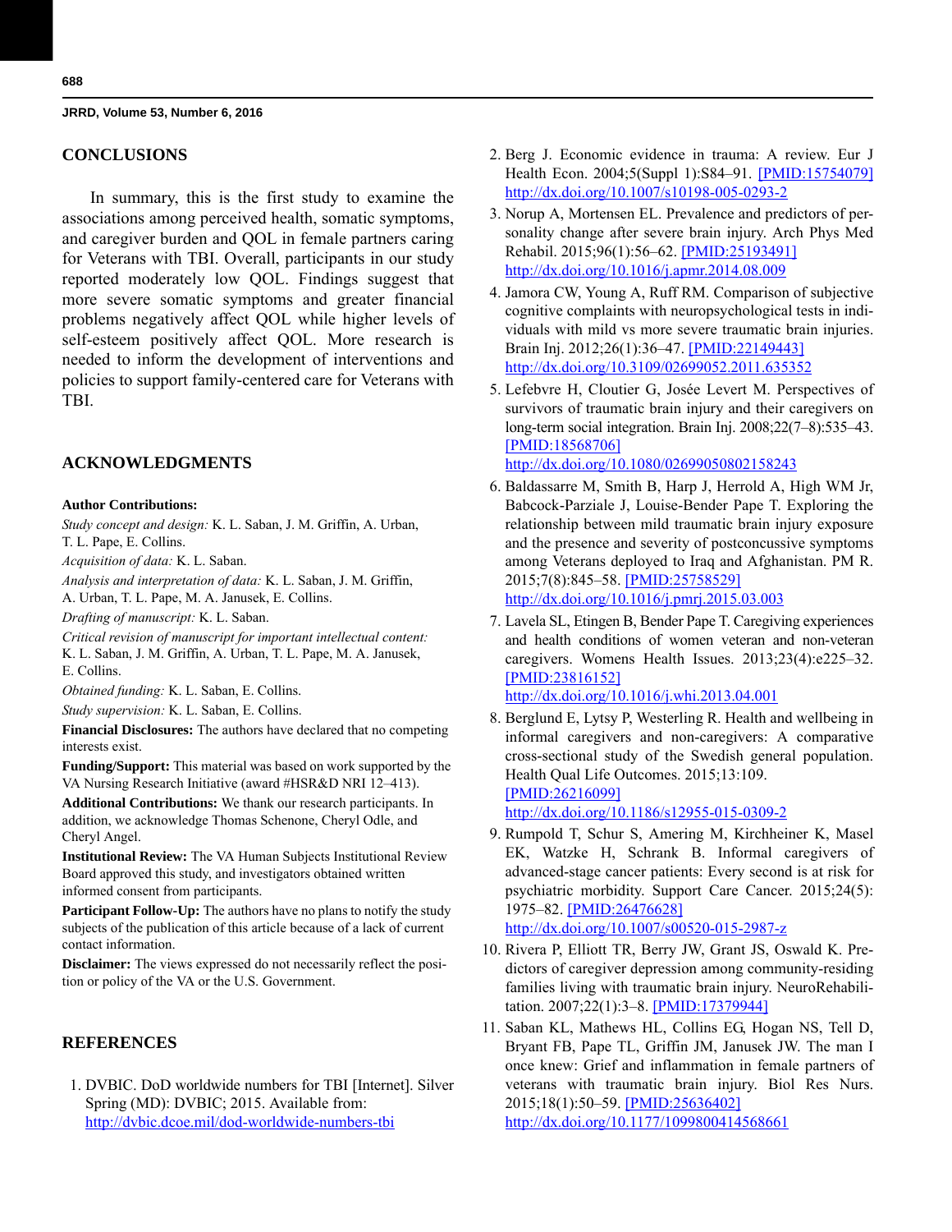## CONCLUSIONS

In summary, this is the first study to examine the associations among perceived health, somatic symptoms, and caregiver burden and QOL in female partners caring for Veterans with TBI. Overall, participants in our study reported moderately low QOL. Findings suggest that more severe somatic symptoms and greater financial problems negatively affect QOL while higher levels of self-esteem positively affect QOL. More research is needed to inform the development of interventions and policies to support family-centered care for Veterans with TBI.

## ACKNOWLEDGMENTS

**Author Contributions:**

*Study concept and design:* K. L. Saban, J. M. Griffin, A. Urban, T. L. Pape, E. Collins.

*Acquisition of data:* K. L. Saban.

*Analysis and interpretation of data:* K. L. Saban, J. M. Griffin, A. Urban, T. L. Pape, M. A. Janusek, E. Collins.

*Drafting of manuscript:* K. L. Saban.

*Critical revision of manuscript for important intellectual content:* K. L. Saban, J. M. Griffin, A. Urban, T. L. Pape, M. A. Janusek, E. Collins.

*Obtained funding:* K. L. Saban, E. Collins.

*Study supervision:* K. L. Saban, E. Collins.

**Financial Disclosures:** The authors have declared that no competing interests exist.

**Funding/Support:** This material was based on work supported by the VA Nursing Research Initiative (award #HSR&D NRI 12–413).

**Additional Contributions:** We thank our research participants. In addition, we acknowledge Thomas Schenone, Cheryl Odle, and Cheryl Angel.

**Institutional Review:** The VA Human Subjects Institutional Review Board approved this study, and investigators obtained written informed consent from participants.

**Participant Follow-Up:** The authors have no plans to notify the study subjects of the publication of this article because of a lack of current contact information.

**Disclaimer:** The views expressed do not necessarily reflect the position or policy of the VA or the U.S. Government.

## REFERENCES

1. DVBIC. DoD worldwide numbers for TBI [Internet]. Silver Spring (MD): DVBIC; 2015. Available from: http://dvbic.dcoe.mil/dod-worldwide-numbers-tbi
2. Berg J. Economic evidence in trauma: A review. Eur J Health Econ. 2004;5(Suppl 1):S84–91. [PMID:15754079] http://dx.doi.org/10.1007/s10198-005-0293-2
3. Norup A, Mortensen EL. Prevalence and predictors of personality change after severe brain injury. Arch Phys Med Rehabil. 2015;96(1):56–62. [PMID:25193491] http://dx.doi.org/10.1016/j.apmr.2014.08.009
4. Jamora CW, Young A, Ruff RM. Comparison of subjective cognitive complaints with neuropsychological tests in individuals with mild vs more severe traumatic brain injuries. Brain Inj. 2012;26(1):36–47. [PMID:22149443] http://dx.doi.org/10.3109/02699052.2011.635352
5. Lefebvre H, Cloutier G, Josée Levert M. Perspectives of survivors of traumatic brain injury and their caregivers on long-term social integration. Brain Inj. 2008;22(7–8):535–43. [PMID:18568706] http://dx.doi.org/10.1080/02699050802158243
6. Baldassarre M, Smith B, Harp J, Herrold A, High WM Jr, Babcock-Parziale J, Louise-Bender Pape T. Exploring the relationship between mild traumatic brain injury exposure and the presence and severity of postconcussive symptoms among Veterans deployed to Iraq and Afghanistan. PM R. 2015;7(8):845–58. [PMID:25758529] http://dx.doi.org/10.1016/j.pmrj.2015.03.003
7. Lavela SL, Etingen B, Bender Pape T. Caregiving experiences and health conditions of women veteran and non-veteran caregivers. Womens Health Issues. 2013;23(4):e225–32. [PMID:23816152] http://dx.doi.org/10.1016/j.whi.2013.04.001
8. Berglund E, Lytsy P, Westerling R. Health and wellbeing in informal caregivers and non-caregivers: A comparative cross-sectional study of the Swedish general population. Health Qual Life Outcomes. 2015;13:109. [PMID:26216099] http://dx.doi.org/10.1186/s12955-015-0309-2
9. Rumpold T, Schur S, Amering M, Kirchheiner K, Masel EK, Watzke H, Schrank B. Informal caregivers of advanced-stage cancer patients: Every second is at risk for psychiatric morbidity. Support Care Cancer. 2015;24(5): 1975–82. [PMID:26476628] http://dx.doi.org/10.1007/s00520-015-2987-z
10. Rivera P, Elliott TR, Berry JW, Grant JS, Oswald K. Predictors of caregiver depression among community-residing families living with traumatic brain injury. NeuroRehabilitation. 2007;22(1):3–8. [PMID:17379944]
11. Saban KL, Mathews HL, Collins EG, Hogan NS, Tell D, Bryant FB, Pape TL, Griffin JM, Janusek JW. The man I once knew: Grief and inflammation in female partners of veterans with traumatic brain injury. Biol Res Nurs. 2015;18(1):50–59. [PMID:25636402] http://dx.doi.org/10.1177/1099800414568661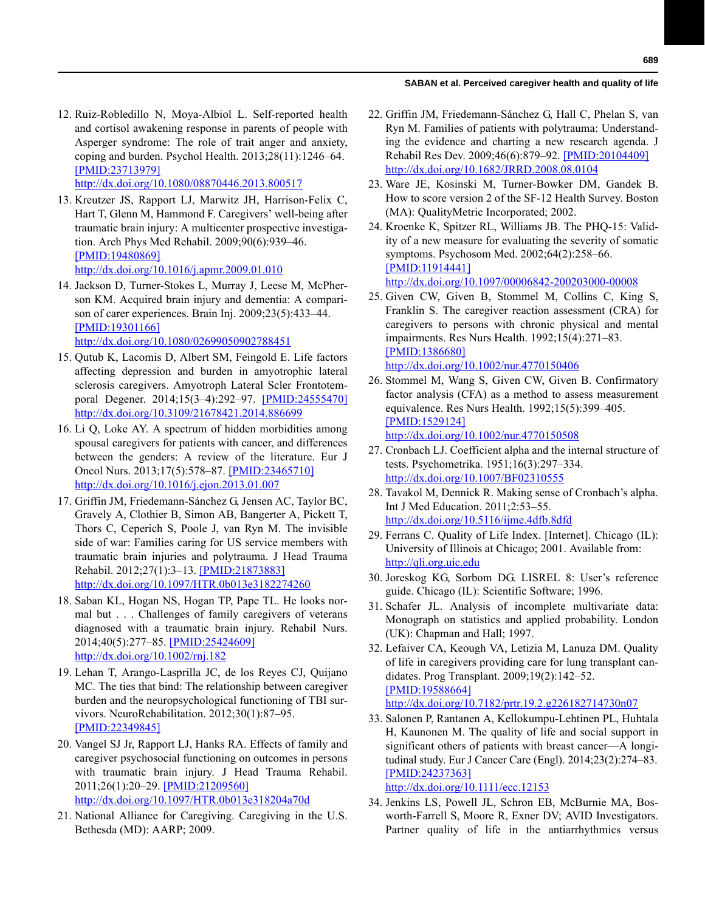12. Ruiz-Robledillo N, Moya-Albiol L. Self-reported health and cortisol awakening response in parents of people with Asperger syndrome: The role of trait anger and anxiety, coping and burden. Psychol Health. 2013;28(11):1246–64. [PMID:23713979] http://dx.doi.org/10.1080/08870446.2013.800517
13. Kreutzer JS, Rapport LJ, Marwitz JH, Harrison-Felix C, Hart T, Glenn M, Hammond F. Caregivers' well-being after traumatic brain injury: A multicenter prospective investigation. Arch Phys Med Rehabil. 2009;90(6):939–46. [PMID:19480869] http://dx.doi.org/10.1016/j.apmr.2009.01.010
14. Jackson D, Turner-Stokes L, Murray J, Leese M, McPherson KM. Acquired brain injury and dementia: A comparison of carer experiences. Brain Inj. 2009;23(5):433–44. [PMID:19301166] http://dx.doi.org/10.1080/02699050902788451
15. Qutub K, Lacomis D, Albert SM, Feingold E. Life factors affecting depression and burden in amyotrophic lateral sclerosis caregivers. Amyotroph Lateral Scler Frontotemporal Degener. 2014;15(3–4):292–97. [PMID:24555470] http://dx.doi.org/10.3109/21678421.2014.886699
16. Li Q, Loke AY. A spectrum of hidden morbidities among spousal caregivers for patients with cancer, and differences between the genders: A review of the literature. Eur J Oncol Nurs. 2013;17(5):578–87. [PMID:23465710] http://dx.doi.org/10.1016/j.ejon.2013.01.007
17. Griffin JM, Friedemann-Sánchez G, Jensen AC, Taylor BC, Gravely A, Clothier B, Simon AB, Bangerter A, Pickett T, Thors C, Ceperich S, Poole J, van Ryn M. The invisible side of war: Families caring for US service members with traumatic brain injuries and polytrauma. J Head Trauma Rehabil. 2012;27(1):3–13. [PMID:21873883] http://dx.doi.org/10.1097/HTR.0b013e3182274260
18. Saban KL, Hogan NS, Hogan TP, Pape TL. He looks normal but . . . Challenges of family caregivers of veterans diagnosed with a traumatic brain injury. Rehabil Nurs. 2014;40(5):277–85. [PMID:25424609] http://dx.doi.org/10.1002/rnj.182
19. Lehan T, Arango-Lasprilla JC, de los Reyes CJ, Quijano MC. The ties that bind: The relationship between caregiver burden and the neuropsychological functioning of TBI survivors. NeuroRehabilitation. 2012;30(1):87–95. [PMID:22349845]
20. Vangel SJ Jr, Rapport LJ, Hanks RA. Effects of family and caregiver psychosocial functioning on outcomes in persons with traumatic brain injury. J Head Trauma Rehabil. 2011;26(1):20–29. [PMID:21209560] http://dx.doi.org/10.1097/HTR.0b013e318204a70d
21. National Alliance for Caregiving. Caregiving in the U.S. Bethesda (MD): AARP; 2009.
22. Griffin JM, Friedemann-Sánchez G, Hall C, Phelan S, van Ryn M. Families of patients with polytrauma: Understanding the evidence and charting a new research agenda. J Rehabil Res Dev. 2009;46(6):879–92. [PMID:20104409] http://dx.doi.org/10.1682/JRRD.2008.08.0104
23. Ware JE, Kosinski M, Turner-Bowker DM, Gandek B. How to score version 2 of the SF-12 Health Survey. Boston (MA): QualityMetric Incorporated; 2002.
24. Kroenke K, Spitzer RL, Williams JB. The PHQ-15: Validity of a new measure for evaluating the severity of somatic symptoms. Psychosom Med. 2002;64(2):258–66. [PMID:11914441] http://dx.doi.org/10.1097/00006842-200203000-00008
25. Given CW, Given B, Stommel M, Collins C, King S, Franklin S. The caregiver reaction assessment (CRA) for caregivers to persons with chronic physical and mental impairments. Res Nurs Health. 1992;15(4):271–83. [PMID:1386680] http://dx.doi.org/10.1002/nur.4770150406
26. Stommel M, Wang S, Given CW, Given B. Confirmatory factor analysis (CFA) as a method to assess measurement equivalence. Res Nurs Health. 1992;15(5):399–405. [PMID:1529124] http://dx.doi.org/10.1002/nur.4770150508
27. Cronbach LJ. Coefficient alpha and the internal structure of tests. Psychometrika. 1951;16(3):297–334. http://dx.doi.org/10.1007/BF02310555
28. Tavakol M, Dennick R. Making sense of Cronbach's alpha. Int J Med Education. 2011;2:53–55. http://dx.doi.org/10.5116/ijme.4dfb.8dfd
29. Ferrans C. Quality of Life Index. [Internet]. Chicago (IL): University of Illinois at Chicago; 2001. Available from: http://qli.org.uic.edu
30. Joreskog KG, Sorbom DG. LISREL 8: User's reference guide. Chicago (IL): Scientific Software; 1996.
31. Schafer JL. Analysis of incomplete multivariate data: Monograph on statistics and applied probability. London (UK): Chapman and Hall; 1997.
32. Lefaiver CA, Keough VA, Letizia M, Lanuza DM. Quality of life in caregivers providing care for lung transplant candidates. Prog Transplant. 2009;19(2):142–52. [PMID:19588664] http://dx.doi.org/10.7182/prtr.19.2.g226182714730n07
33. Salonen P, Rantanen A, Kellokumpu-Lehtinen PL, Huhtala H, Kaunonen M. The quality of life and social support in significant others of patients with breast cancer—A longitudinal study. Eur J Cancer Care (Engl). 2014;23(2):274–83. [PMID:24237363] http://dx.doi.org/10.1111/ecc.12153
34. Jenkins LS, Powell JL, Schron EB, McBurnie MA, Bosworth-Farrell S, Moore R, Exner DV; AVID Investigators. Partner quality of life in the antiarrhythmics versus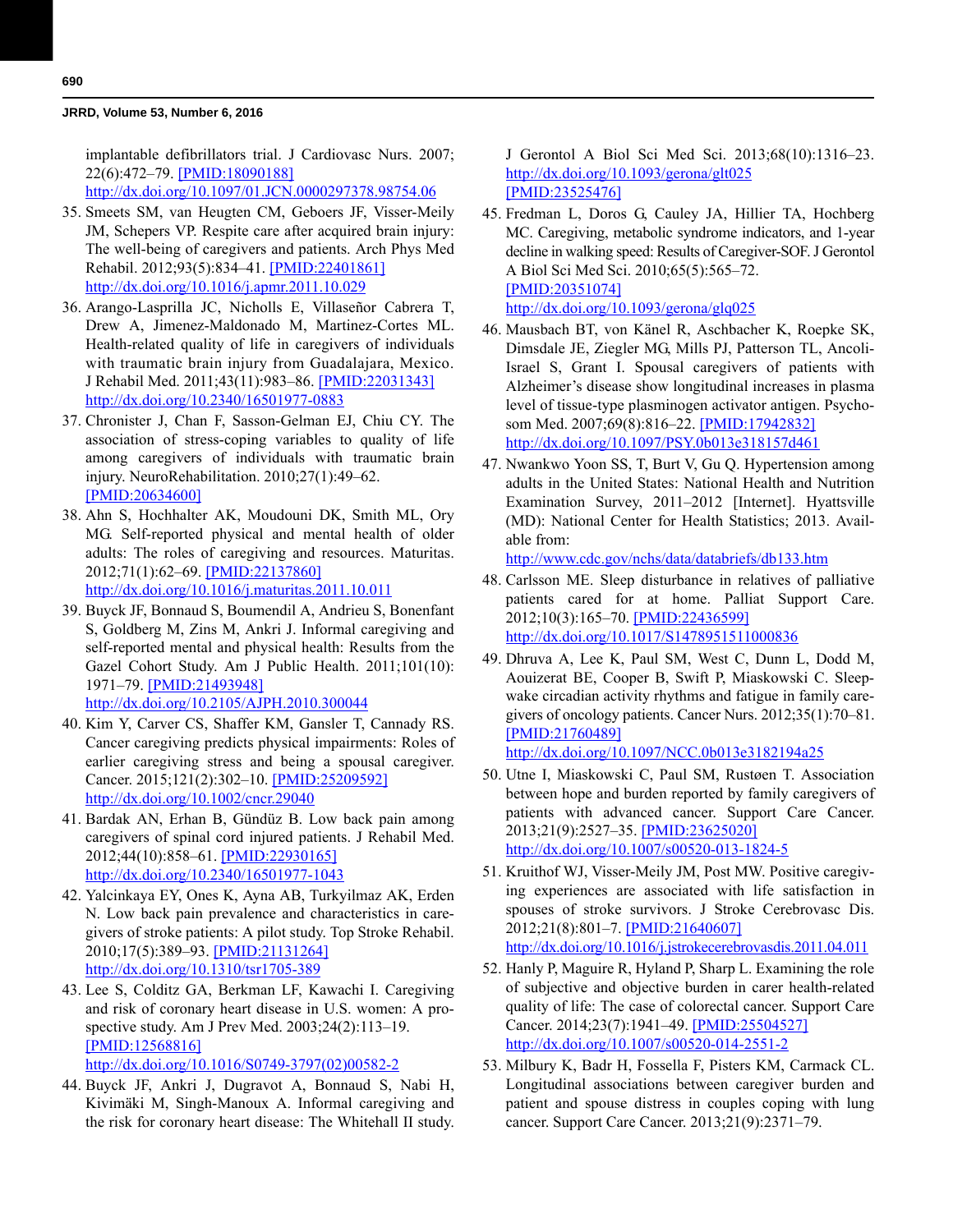implantable defibrillators trial. J Cardiovasc Nurs. 2007;22(6):472–79. [PMID:18090188] http://dx.doi.org/10.1097/01.JCN.0000297378.98754.06

35. Smeets SM, van Heugten CM, Geboers JF, Visser-Meily JM, Schepers VP. Respite care after acquired brain injury: The well-being of caregivers and patients. Arch Phys Med Rehabil. 2012;93(5):834–41. [PMID:22401861] http://dx.doi.org/10.1016/j.apmr.2011.10.029

36. Arango-Lasprilla JC, Nicholls E, Villaseñor Cabrera T, Drew A, Jimenez-Maldonado M, Martinez-Cortes ML. Health-related quality of life in caregivers of individuals with traumatic brain injury from Guadalajara, Mexico. J Rehabil Med. 2011;43(11):983–86. [PMID:22031343] http://dx.doi.org/10.2340/16501977-0883

37. Chronister J, Chan F, Sasson-Gelman EJ, Chiu CY. The association of stress-coping variables to quality of life among caregivers of individuals with traumatic brain injury. NeuroRehabilitation. 2010;27(1):49–62. [PMID:20634600]

38. Ahn S, Hochhalter AK, Moudouni DK, Smith ML, Ory MG. Self-reported physical and mental health of older adults: The roles of caregiving and resources. Maturitas. 2012;71(1):62–69. [PMID:22137860] http://dx.doi.org/10.1016/j.maturitas.2011.10.011

39. Buyck JF, Bonnaud S, Boumendil A, Andrieu S, Bonenfant S, Goldberg M, Zins M, Ankri J. Informal caregiving and self-reported mental and physical health: Results from the Gazel Cohort Study. Am J Public Health. 2011;101(10):1971–79. [PMID:21493948] http://dx.doi.org/10.2105/AJPH.2010.300044

40. Kim Y, Carver CS, Shaffer KM, Gansler T, Cannady RS. Cancer caregiving predicts physical impairments: Roles of earlier caregiving stress and being a spousal caregiver. Cancer. 2015;121(2):302–10. [PMID:25209592] http://dx.doi.org/10.1002/cncr.29040

41. Bardak AN, Erhan B, Gündüz B. Low back pain among caregivers of spinal cord injured patients. J Rehabil Med. 2012;44(10):858–61. [PMID:22930165] http://dx.doi.org/10.2340/16501977-1043

42. Yalcinkaya EY, Ones K, Ayna AB, Turkyilmaz AK, Erden N. Low back pain prevalence and characteristics in caregivers of stroke patients: A pilot study. Top Stroke Rehabil. 2010;17(5):389–93. [PMID:21131264] http://dx.doi.org/10.1310/tsr1705-389

43. Lee S, Colditz GA, Berkman LF, Kawachi I. Caregiving and risk of coronary heart disease in U.S. women: A prospective study. Am J Prev Med. 2003;24(2):113–19. [PMID:12568816] http://dx.doi.org/10.1016/S0749-3797(02)00582-2

44. Buyck JF, Ankri J, Dugravot A, Bonnaud S, Nabi H, Kivimäki M, Singh-Manoux A. Informal caregiving and the risk for coronary heart disease: The Whitehall II study. J Gerontol A Biol Sci Med Sci. 2013;68(10):1316–23. http://dx.doi.org/10.1093/gerona/glt025 [PMID:23525476]

45. Fredman L, Doros G, Cauley JA, Hillier TA, Hochberg MC. Caregiving, metabolic syndrome indicators, and 1-year decline in walking speed: Results of Caregiver-SOF. J Gerontol A Biol Sci Med Sci. 2010;65(5):565–72. [PMID:20351074] http://dx.doi.org/10.1093/gerona/glq025

46. Mausbach BT, von Känel R, Aschbacher K, Roepke SK, Dimsdale JE, Ziegler MG, Mills PJ, Patterson TL, Ancoli-Israel S, Grant I. Spousal caregivers of patients with Alzheimer's disease show longitudinal increases in plasma level of tissue-type plasminogen activator antigen. Psychosom Med. 2007;69(8):816–22. [PMID:17942832] http://dx.doi.org/10.1097/PSY.0b013e318157d461

47. Nwankwo Yoon SS, T, Burt V, Gu Q. Hypertension among adults in the United States: National Health and Nutrition Examination Survey, 2011–2012 [Internet]. Hyattsville (MD): National Center for Health Statistics; 2013. Available from: http://www.cdc.gov/nchs/data/databriefs/db133.htm

48. Carlsson ME. Sleep disturbance in relatives of palliative patients cared for at home. Palliat Support Care. 2012;10(3):165–70. [PMID:22436599] http://dx.doi.org/10.1017/S1478951511000836

49. Dhruva A, Lee K, Paul SM, West C, Dunn L, Dodd M, Aouizerat BE, Cooper B, Swift P, Miaskowski C. Sleep-wake circadian activity rhythms and fatigue in family caregivers of oncology patients. Cancer Nurs. 2012;35(1):70–81. [PMID:21760489] http://dx.doi.org/10.1097/NCC.0b013e3182194a25

50. Utne I, Miaskowski C, Paul SM, Rustøen T. Association between hope and burden reported by family caregivers of patients with advanced cancer. Support Care Cancer. 2013;21(9):2527–35. [PMID:23625020] http://dx.doi.org/10.1007/s00520-013-1824-5

51. Kruithof WJ, Visser-Meily JM, Post MW. Positive caregiving experiences are associated with life satisfaction in spouses of stroke survivors. J Stroke Cerebrovasc Dis. 2012;21(8):801–7. [PMID:21640607] http://dx.doi.org/10.1016/j.jstrokecerebrovasdis.2011.04.011

52. Hanly P, Maguire R, Hyland P, Sharp L. Examining the role of subjective and objective burden in carer health-related quality of life: The case of colorectal cancer. Support Care Cancer. 2014;23(7):1941–49. [PMID:25504527] http://dx.doi.org/10.1007/s00520-014-2551-2

53. Milbury K, Badr H, Fossella F, Pisters KM, Carmack CL. Longitudinal associations between caregiver burden and patient and spouse distress in couples coping with lung cancer. Support Care Cancer. 2013;21(9):2371–79.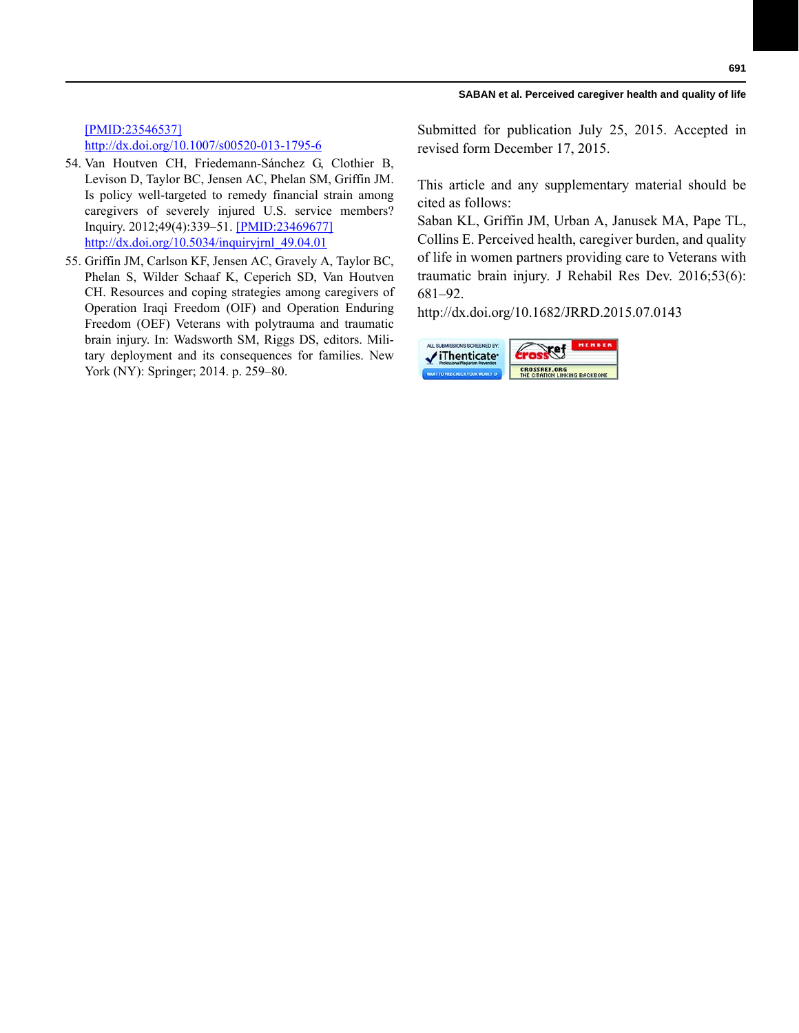[PMID:23546537]
http://dx.doi.org/10.1007/s00520-013-1795-6

54. Van Houtven CH, Friedemann-Sánchez G, Clothier B, Levison D, Taylor BC, Jensen AC, Phelan SM, Griffin JM. Is policy well-targeted to remedy financial strain among caregivers of severely injured U.S. service members? Inquiry. 2012;49(4):339–51. [PMID:23469677]
http://dx.doi.org/10.5034/inquiryjrnl_49.04.01

55. Griffin JM, Carlson KF, Jensen AC, Gravely A, Taylor BC, Phelan S, Wilder Schaaf K, Ceperich SD, Van Houtven CH. Resources and coping strategies among caregivers of Operation Iraqi Freedom (OIF) and Operation Enduring Freedom (OEF) Veterans with polytrauma and traumatic brain injury. In: Wadsworth SM, Riggs DS, editors. Military deployment and its consequences for families. New York (NY): Springer; 2014. p. 259–80.

Submitted for publication July 25, 2015. Accepted in revised form December 17, 2015.

This article and any supplementary material should be cited as follows:
Saban KL, Griffin JM, Urban A, Janusek MA, Pape TL, Collins E. Perceived health, caregiver burden, and quality of life in women partners providing care to Veterans with traumatic brain injury. J Rehabil Res Dev. 2016;53(6): 681–92.
http://dx.doi.org/10.1682/JRRD.2015.07.0143